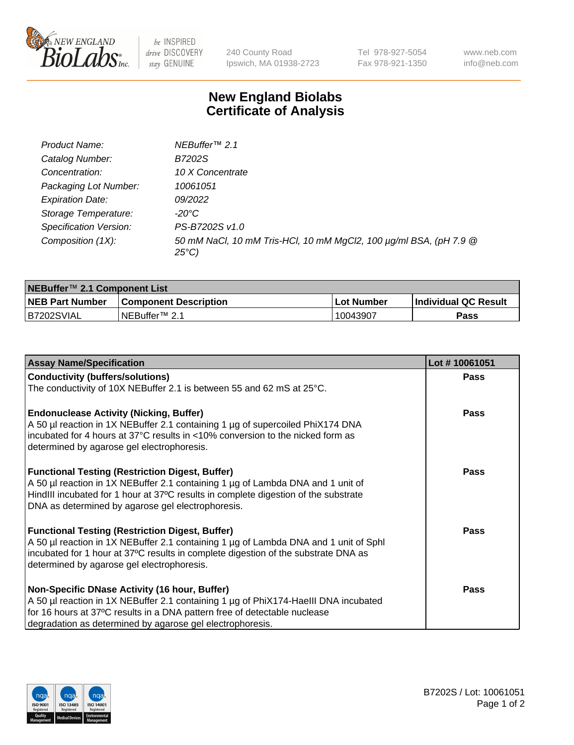240 County Road
Ipswich, MA 01938-2723

Tel 978-927-5054
Fax 978-921-1350

www.neb.com
info@neb.com

# New England Biolabs Certificate of Analysis

| | |
|---|---|
| *Product Name:* | *NEBuffer™ 2.1* |
| *Catalog Number:* | *B7202S* |
| *Concentration:* | *10 X Concentrate* |
| *Packaging Lot Number:* | *10061051* |
| *Expiration Date:* | *09/2022* |
| *Storage Temperature:* | *-20°C* |
| *Specification Version:* | *PS-B7202S v1.0* |
| *Composition (1X):* | *50 mM NaCl, 10 mM Tris-HCl, 10 mM MgCl2, 100 µg/ml BSA, (pH 7.9 @ 25°C)* |

| **NEBuffer™ 2.1 Component List** | | | |
|---|---|---|---|
| **NEB Part Number** | **Component Description** | **Lot Number** | **Individual QC Result** |
| B7202SVIAL | NEBuffer™ 2.1 | 10043907 | **Pass** |

| **Assay Name/Specification** | **Lot # 10061051** |
|---|---|
| **Conductivity (buffers/solutions)**<br>The conductivity of 10X NEBuffer 2.1 is between 55 and 62 mS at 25°C. | **Pass** |
| **Endonuclease Activity (Nicking, Buffer)**<br>A 50 µl reaction in 1X NEBuffer 2.1 containing 1 µg of supercoiled PhiX174 DNA incubated for 4 hours at 37°C results in <10% conversion to the nicked form as determined by agarose gel electrophoresis. | **Pass** |
| **Functional Testing (Restriction Digest, Buffer)**<br>A 50 µl reaction in 1X NEBuffer 2.1 containing 1 µg of Lambda DNA and 1 unit of HindIII incubated for 1 hour at 37ºC results in complete digestion of the substrate DNA as determined by agarose gel electrophoresis. | **Pass** |
| **Functional Testing (Restriction Digest, Buffer)**<br>A 50 µl reaction in 1X NEBuffer 2.1 containing 1 µg of Lambda DNA and 1 unit of SphI incubated for 1 hour at 37ºC results in complete digestion of the substrate DNA as determined by agarose gel electrophoresis. | **Pass** |
| **Non-Specific DNase Activity (16 hour, Buffer)**<br>A 50 µl reaction in 1X NEBuffer 2.1 containing 1 µg of PhiX174-HaeIII DNA incubated for 16 hours at 37ºC results in a DNA pattern free of detectable nuclease degradation as determined by agarose gel electrophoresis. | **Pass** |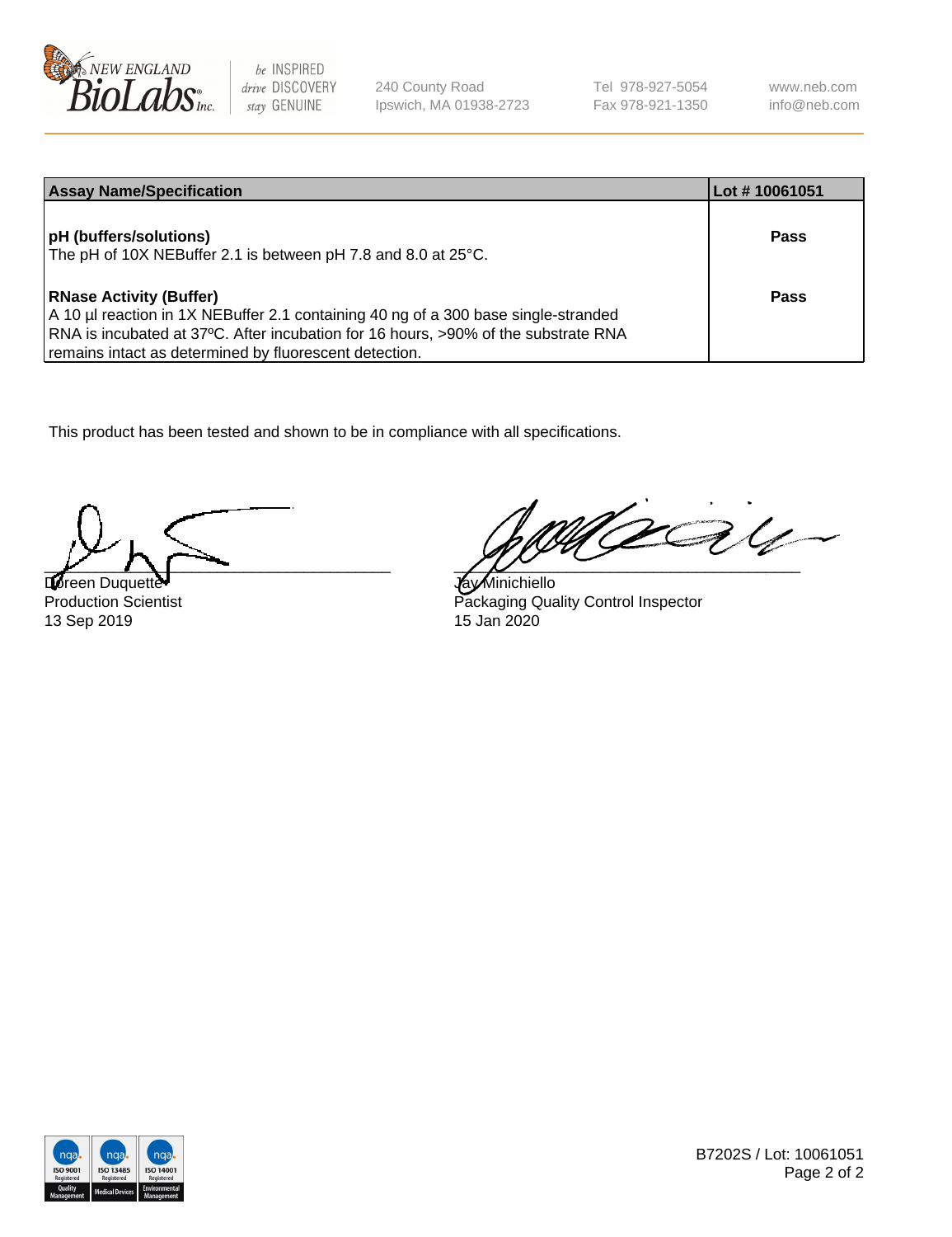| Assay Name/Specification | Lot # 10061051 |
| --- | --- |
| **pH (buffers/solutions)**<br>The pH of 10X NEBuffer 2.1 is between pH 7.8 and 8.0 at 25°C. | **Pass** |
| **RNase Activity (Buffer)**<br>A 10 µl reaction in 1X NEBuffer 2.1 containing 40 ng of a 300 base single-stranded RNA is incubated at 37ºC. After incubation for 16 hours, >90% of the substrate RNA remains intact as determined by fluorescent detection. | **Pass** |

This product has been tested and shown to be in compliance with all specifications.

Doreen Duquette
Production Scientist
13 Sep 2019

Jay Minichiello
Packaging Quality Control Inspector
15 Jan 2020

B7202S / Lot: 10061051